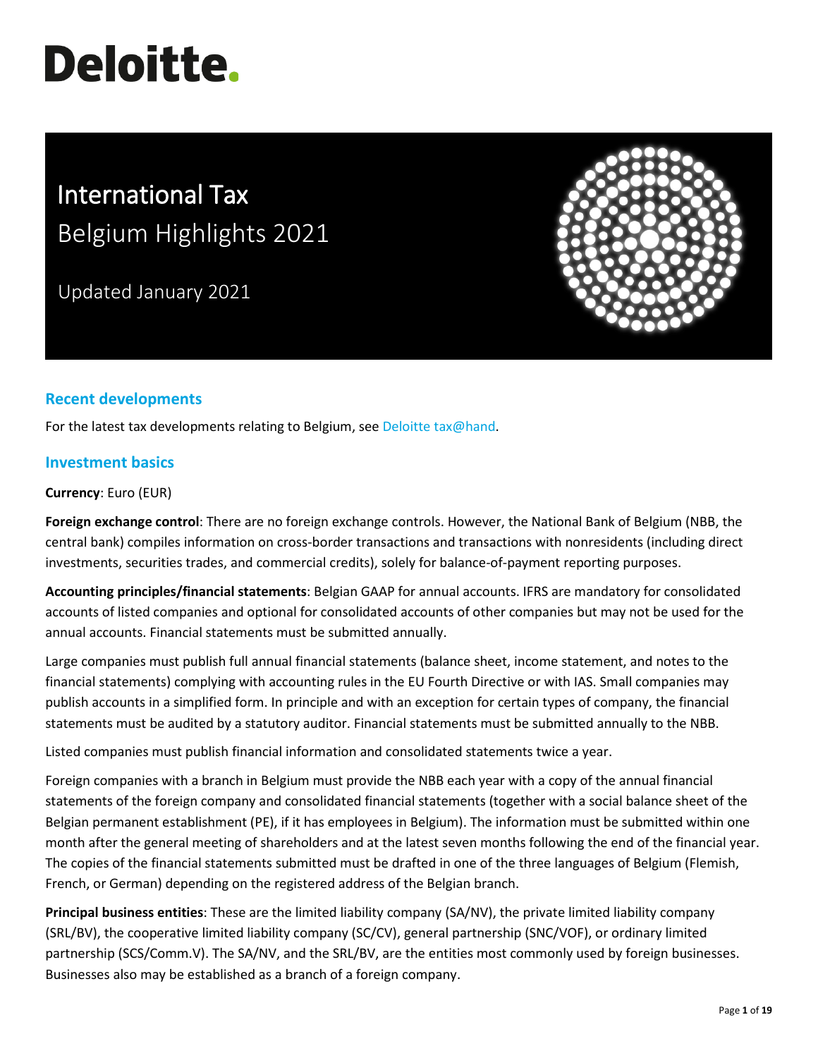Deloitte.

# International Tax
## Belgium Highlights 2021

Updated January 2021

## Recent developments

For the latest tax developments relating to Belgium, see Deloitte tax@hand.

## Investment basics

**Currency**: Euro (EUR)

**Foreign exchange control**: There are no foreign exchange controls. However, the National Bank of Belgium (NBB, the central bank) compiles information on cross-border transactions and transactions with nonresidents (including direct investments, securities trades, and commercial credits), solely for balance-of-payment reporting purposes.

**Accounting principles/financial statements**: Belgian GAAP for annual accounts. IFRS are mandatory for consolidated accounts of listed companies and optional for consolidated accounts of other companies but may not be used for the annual accounts. Financial statements must be submitted annually.

Large companies must publish full annual financial statements (balance sheet, income statement, and notes to the financial statements) complying with accounting rules in the EU Fourth Directive or with IAS. Small companies may publish accounts in a simplified form. In principle and with an exception for certain types of company, the financial statements must be audited by a statutory auditor. Financial statements must be submitted annually to the NBB.

Listed companies must publish financial information and consolidated statements twice a year.

Foreign companies with a branch in Belgium must provide the NBB each year with a copy of the annual financial statements of the foreign company and consolidated financial statements (together with a social balance sheet of the Belgian permanent establishment (PE), if it has employees in Belgium). The information must be submitted within one month after the general meeting of shareholders and at the latest seven months following the end of the financial year. The copies of the financial statements submitted must be drafted in one of the three languages of Belgium (Flemish, French, or German) depending on the registered address of the Belgian branch.

**Principal business entities**: These are the limited liability company (SA/NV), the private limited liability company (SRL/BV), the cooperative limited liability company (SC/CV), general partnership (SNC/VOF), or ordinary limited partnership (SCS/Comm.V). The SA/NV, and the SRL/BV, are the entities most commonly used by foreign businesses. Businesses also may be established as a branch of a foreign company.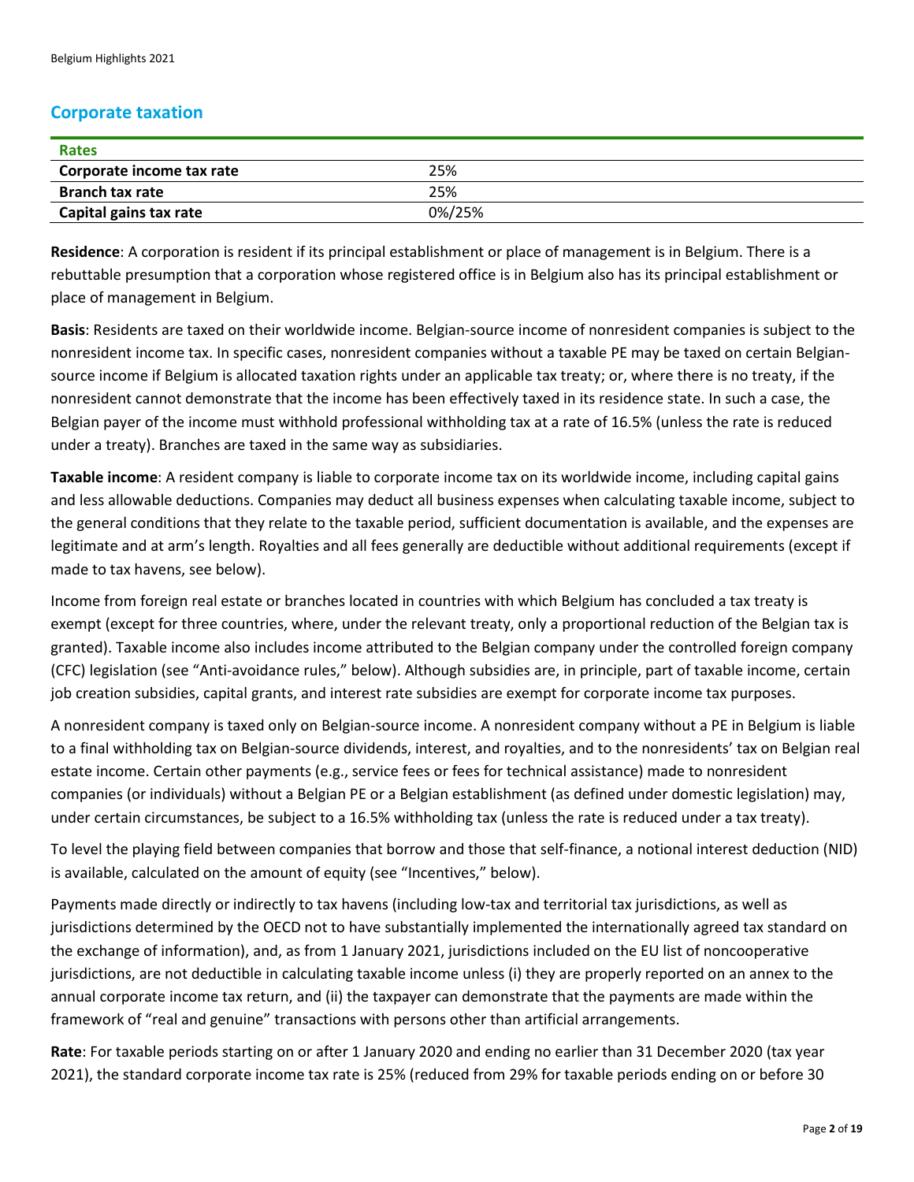## Corporate taxation

| Rates | |
|---|---|
| **Corporate income tax rate** | 25% |
| **Branch tax rate** | 25% |
| **Capital gains tax rate** | 0%/25% |

**Residence**: A corporation is resident if its principal establishment or place of management is in Belgium. There is a rebuttable presumption that a corporation whose registered office is in Belgium also has its principal establishment or place of management in Belgium.

**Basis**: Residents are taxed on their worldwide income. Belgian-source income of nonresident companies is subject to the nonresident income tax. In specific cases, nonresident companies without a taxable PE may be taxed on certain Belgian-source income if Belgium is allocated taxation rights under an applicable tax treaty; or, where there is no treaty, if the nonresident cannot demonstrate that the income has been effectively taxed in its residence state. In such a case, the Belgian payer of the income must withhold professional withholding tax at a rate of 16.5% (unless the rate is reduced under a treaty). Branches are taxed in the same way as subsidiaries.

**Taxable income**: A resident company is liable to corporate income tax on its worldwide income, including capital gains and less allowable deductions. Companies may deduct all business expenses when calculating taxable income, subject to the general conditions that they relate to the taxable period, sufficient documentation is available, and the expenses are legitimate and at arm's length. Royalties and all fees generally are deductible without additional requirements (except if made to tax havens, see below).

Income from foreign real estate or branches located in countries with which Belgium has concluded a tax treaty is exempt (except for three countries, where, under the relevant treaty, only a proportional reduction of the Belgian tax is granted). Taxable income also includes income attributed to the Belgian company under the controlled foreign company (CFC) legislation (see "Anti-avoidance rules," below). Although subsidies are, in principle, part of taxable income, certain job creation subsidies, capital grants, and interest rate subsidies are exempt for corporate income tax purposes.

A nonresident company is taxed only on Belgian-source income. A nonresident company without a PE in Belgium is liable to a final withholding tax on Belgian-source dividends, interest, and royalties, and to the nonresidents' tax on Belgian real estate income. Certain other payments (e.g., service fees or fees for technical assistance) made to nonresident companies (or individuals) without a Belgian PE or a Belgian establishment (as defined under domestic legislation) may, under certain circumstances, be subject to a 16.5% withholding tax (unless the rate is reduced under a tax treaty).

To level the playing field between companies that borrow and those that self-finance, a notional interest deduction (NID) is available, calculated on the amount of equity (see "Incentives," below).

Payments made directly or indirectly to tax havens (including low-tax and territorial tax jurisdictions, as well as jurisdictions determined by the OECD not to have substantially implemented the internationally agreed tax standard on the exchange of information), and, as from 1 January 2021, jurisdictions included on the EU list of noncooperative jurisdictions, are not deductible in calculating taxable income unless (i) they are properly reported on an annex to the annual corporate income tax return, and (ii) the taxpayer can demonstrate that the payments are made within the framework of "real and genuine" transactions with persons other than artificial arrangements.

**Rate**: For taxable periods starting on or after 1 January 2020 and ending no earlier than 31 December 2020 (tax year 2021), the standard corporate income tax rate is 25% (reduced from 29% for taxable periods ending on or before 30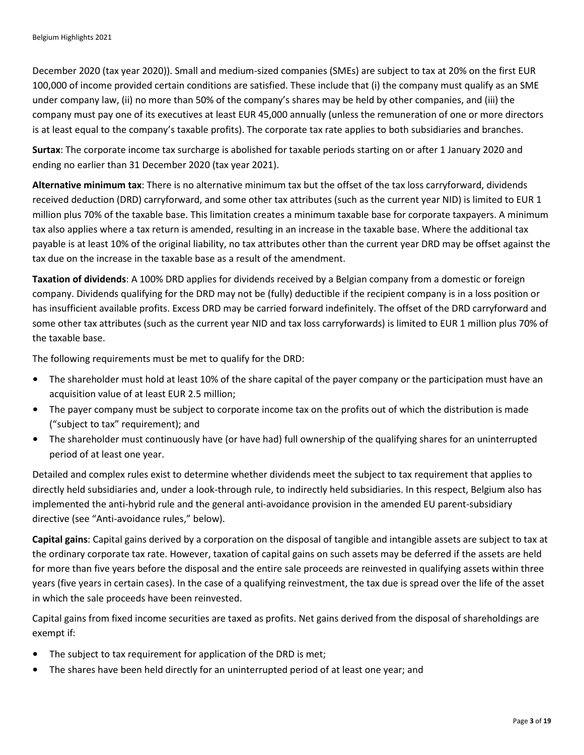December 2020 (tax year 2020)). Small and medium-sized companies (SMEs) are subject to tax at 20% on the first EUR 100,000 of income provided certain conditions are satisfied. These include that (i) the company must qualify as an SME under company law, (ii) no more than 50% of the company's shares may be held by other companies, and (iii) the company must pay one of its executives at least EUR 45,000 annually (unless the remuneration of one or more directors is at least equal to the company's taxable profits). The corporate tax rate applies to both subsidiaries and branches.

**Surtax**: The corporate income tax surcharge is abolished for taxable periods starting on or after 1 January 2020 and ending no earlier than 31 December 2020 (tax year 2021).

**Alternative minimum tax**: There is no alternative minimum tax but the offset of the tax loss carryforward, dividends received deduction (DRD) carryforward, and some other tax attributes (such as the current year NID) is limited to EUR 1 million plus 70% of the taxable base. This limitation creates a minimum taxable base for corporate taxpayers. A minimum tax also applies where a tax return is amended, resulting in an increase in the taxable base. Where the additional tax payable is at least 10% of the original liability, no tax attributes other than the current year DRD may be offset against the tax due on the increase in the taxable base as a result of the amendment.

**Taxation of dividends**: A 100% DRD applies for dividends received by a Belgian company from a domestic or foreign company. Dividends qualifying for the DRD may not be (fully) deductible if the recipient company is in a loss position or has insufficient available profits. Excess DRD may be carried forward indefinitely. The offset of the DRD carryforward and some other tax attributes (such as the current year NID and tax loss carryforwards) is limited to EUR 1 million plus 70% of the taxable base.

The following requirements must be met to qualify for the DRD:

- The shareholder must hold at least 10% of the share capital of the payer company or the participation must have an acquisition value of at least EUR 2.5 million;
- The payer company must be subject to corporate income tax on the profits out of which the distribution is made ("subject to tax" requirement); and
- The shareholder must continuously have (or have had) full ownership of the qualifying shares for an uninterrupted period of at least one year.

Detailed and complex rules exist to determine whether dividends meet the subject to tax requirement that applies to directly held subsidiaries and, under a look-through rule, to indirectly held subsidiaries. In this respect, Belgium also has implemented the anti-hybrid rule and the general anti-avoidance provision in the amended EU parent-subsidiary directive (see "Anti-avoidance rules," below).

**Capital gains**: Capital gains derived by a corporation on the disposal of tangible and intangible assets are subject to tax at the ordinary corporate tax rate. However, taxation of capital gains on such assets may be deferred if the assets are held for more than five years before the disposal and the entire sale proceeds are reinvested in qualifying assets within three years (five years in certain cases). In the case of a qualifying reinvestment, the tax due is spread over the life of the asset in which the sale proceeds have been reinvested.

Capital gains from fixed income securities are taxed as profits. Net gains derived from the disposal of shareholdings are exempt if:

- The subject to tax requirement for application of the DRD is met;
- The shares have been held directly for an uninterrupted period of at least one year; and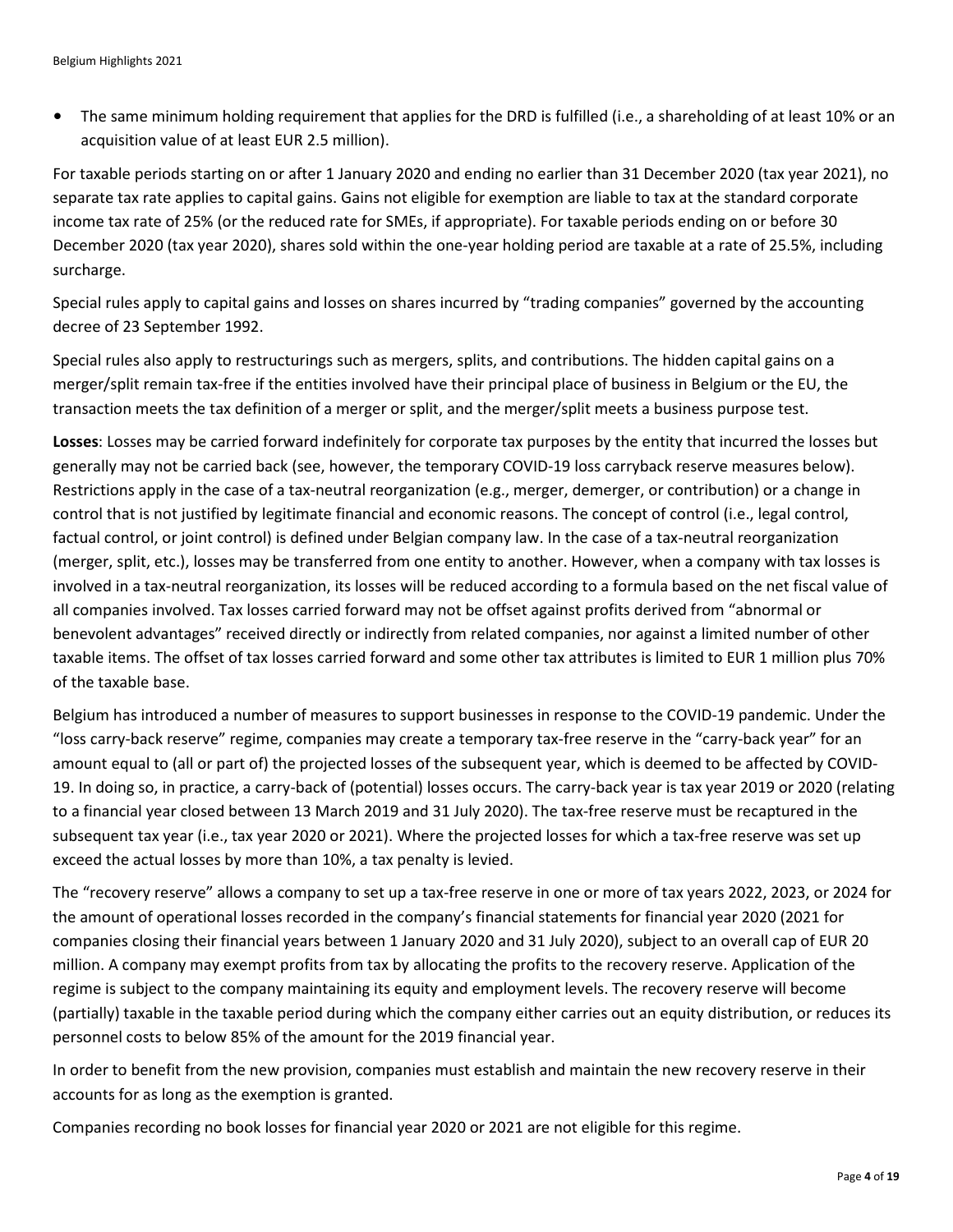- The same minimum holding requirement that applies for the DRD is fulfilled (i.e., a shareholding of at least 10% or an acquisition value of at least EUR 2.5 million).

For taxable periods starting on or after 1 January 2020 and ending no earlier than 31 December 2020 (tax year 2021), no separate tax rate applies to capital gains. Gains not eligible for exemption are liable to tax at the standard corporate income tax rate of 25% (or the reduced rate for SMEs, if appropriate). For taxable periods ending on or before 30 December 2020 (tax year 2020), shares sold within the one-year holding period are taxable at a rate of 25.5%, including surcharge.

Special rules apply to capital gains and losses on shares incurred by "trading companies" governed by the accounting decree of 23 September 1992.

Special rules also apply to restructurings such as mergers, splits, and contributions. The hidden capital gains on a merger/split remain tax-free if the entities involved have their principal place of business in Belgium or the EU, the transaction meets the tax definition of a merger or split, and the merger/split meets a business purpose test.

**Losses**: Losses may be carried forward indefinitely for corporate tax purposes by the entity that incurred the losses but generally may not be carried back (see, however, the temporary COVID-19 loss carryback reserve measures below). Restrictions apply in the case of a tax-neutral reorganization (e.g., merger, demerger, or contribution) or a change in control that is not justified by legitimate financial and economic reasons. The concept of control (i.e., legal control, factual control, or joint control) is defined under Belgian company law. In the case of a tax-neutral reorganization (merger, split, etc.), losses may be transferred from one entity to another. However, when a company with tax losses is involved in a tax-neutral reorganization, its losses will be reduced according to a formula based on the net fiscal value of all companies involved. Tax losses carried forward may not be offset against profits derived from "abnormal or benevolent advantages" received directly or indirectly from related companies, nor against a limited number of other taxable items. The offset of tax losses carried forward and some other tax attributes is limited to EUR 1 million plus 70% of the taxable base.

Belgium has introduced a number of measures to support businesses in response to the COVID-19 pandemic. Under the "loss carry-back reserve" regime, companies may create a temporary tax-free reserve in the "carry-back year" for an amount equal to (all or part of) the projected losses of the subsequent year, which is deemed to be affected by COVID-19. In doing so, in practice, a carry-back of (potential) losses occurs. The carry-back year is tax year 2019 or 2020 (relating to a financial year closed between 13 March 2019 and 31 July 2020). The tax-free reserve must be recaptured in the subsequent tax year (i.e., tax year 2020 or 2021). Where the projected losses for which a tax-free reserve was set up exceed the actual losses by more than 10%, a tax penalty is levied.

The "recovery reserve" allows a company to set up a tax-free reserve in one or more of tax years 2022, 2023, or 2024 for the amount of operational losses recorded in the company's financial statements for financial year 2020 (2021 for companies closing their financial years between 1 January 2020 and 31 July 2020), subject to an overall cap of EUR 20 million. A company may exempt profits from tax by allocating the profits to the recovery reserve. Application of the regime is subject to the company maintaining its equity and employment levels. The recovery reserve will become (partially) taxable in the taxable period during which the company either carries out an equity distribution, or reduces its personnel costs to below 85% of the amount for the 2019 financial year.

In order to benefit from the new provision, companies must establish and maintain the new recovery reserve in their accounts for as long as the exemption is granted.

Companies recording no book losses for financial year 2020 or 2021 are not eligible for this regime.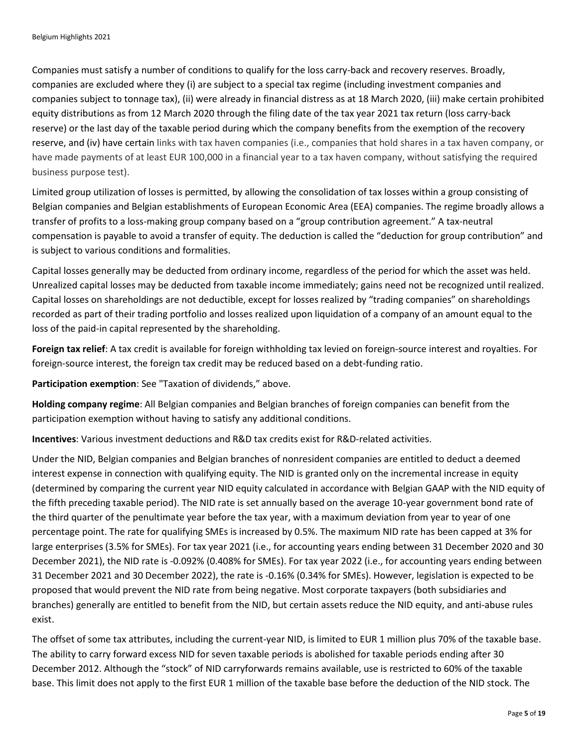Companies must satisfy a number of conditions to qualify for the loss carry-back and recovery reserves. Broadly, companies are excluded where they (i) are subject to a special tax regime (including investment companies and companies subject to tonnage tax), (ii) were already in financial distress as at 18 March 2020, (iii) make certain prohibited equity distributions as from 12 March 2020 through the filing date of the tax year 2021 tax return (loss carry-back reserve) or the last day of the taxable period during which the company benefits from the exemption of the recovery reserve, and (iv) have certain links with tax haven companies (i.e., companies that hold shares in a tax haven company, or have made payments of at least EUR 100,000 in a financial year to a tax haven company, without satisfying the required business purpose test).

Limited group utilization of losses is permitted, by allowing the consolidation of tax losses within a group consisting of Belgian companies and Belgian establishments of European Economic Area (EEA) companies. The regime broadly allows a transfer of profits to a loss-making group company based on a "group contribution agreement." A tax-neutral compensation is payable to avoid a transfer of equity. The deduction is called the "deduction for group contribution" and is subject to various conditions and formalities.

Capital losses generally may be deducted from ordinary income, regardless of the period for which the asset was held. Unrealized capital losses may be deducted from taxable income immediately; gains need not be recognized until realized. Capital losses on shareholdings are not deductible, except for losses realized by "trading companies" on shareholdings recorded as part of their trading portfolio and losses realized upon liquidation of a company of an amount equal to the loss of the paid-in capital represented by the shareholding.

**Foreign tax relief**: A tax credit is available for foreign withholding tax levied on foreign-source interest and royalties. For foreign-source interest, the foreign tax credit may be reduced based on a debt-funding ratio.

**Participation exemption**: See "Taxation of dividends," above.

**Holding company regime**: All Belgian companies and Belgian branches of foreign companies can benefit from the participation exemption without having to satisfy any additional conditions.

**Incentives**: Various investment deductions and R&D tax credits exist for R&D-related activities.

Under the NID, Belgian companies and Belgian branches of nonresident companies are entitled to deduct a deemed interest expense in connection with qualifying equity. The NID is granted only on the incremental increase in equity (determined by comparing the current year NID equity calculated in accordance with Belgian GAAP with the NID equity of the fifth preceding taxable period). The NID rate is set annually based on the average 10-year government bond rate of the third quarter of the penultimate year before the tax year, with a maximum deviation from year to year of one percentage point. The rate for qualifying SMEs is increased by 0.5%. The maximum NID rate has been capped at 3% for large enterprises (3.5% for SMEs). For tax year 2021 (i.e., for accounting years ending between 31 December 2020 and 30 December 2021), the NID rate is -0.092% (0.408% for SMEs). For tax year 2022 (i.e., for accounting years ending between 31 December 2021 and 30 December 2022), the rate is -0.16% (0.34% for SMEs). However, legislation is expected to be proposed that would prevent the NID rate from being negative. Most corporate taxpayers (both subsidiaries and branches) generally are entitled to benefit from the NID, but certain assets reduce the NID equity, and anti-abuse rules exist.

The offset of some tax attributes, including the current-year NID, is limited to EUR 1 million plus 70% of the taxable base. The ability to carry forward excess NID for seven taxable periods is abolished for taxable periods ending after 30 December 2012. Although the "stock" of NID carryforwards remains available, use is restricted to 60% of the taxable base. This limit does not apply to the first EUR 1 million of the taxable base before the deduction of the NID stock. The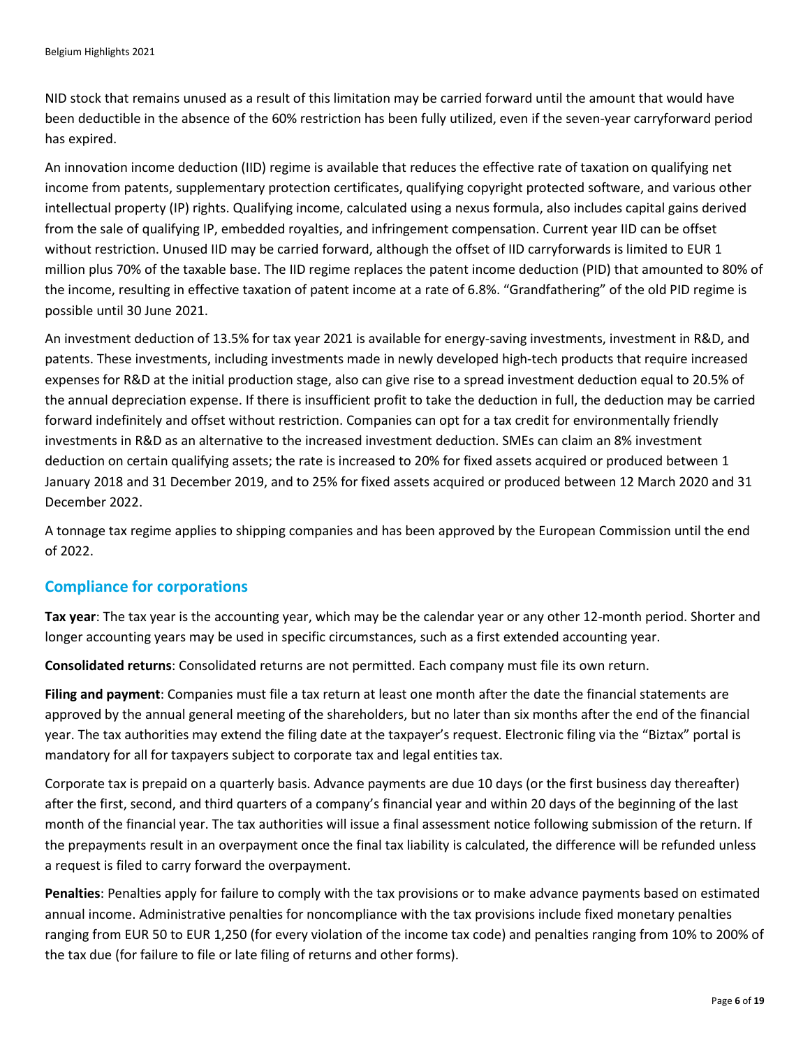NID stock that remains unused as a result of this limitation may be carried forward until the amount that would have been deductible in the absence of the 60% restriction has been fully utilized, even if the seven-year carryforward period has expired.

An innovation income deduction (IID) regime is available that reduces the effective rate of taxation on qualifying net income from patents, supplementary protection certificates, qualifying copyright protected software, and various other intellectual property (IP) rights. Qualifying income, calculated using a nexus formula, also includes capital gains derived from the sale of qualifying IP, embedded royalties, and infringement compensation. Current year IID can be offset without restriction. Unused IID may be carried forward, although the offset of IID carryforwards is limited to EUR 1 million plus 70% of the taxable base. The IID regime replaces the patent income deduction (PID) that amounted to 80% of the income, resulting in effective taxation of patent income at a rate of 6.8%. "Grandfathering" of the old PID regime is possible until 30 June 2021.

An investment deduction of 13.5% for tax year 2021 is available for energy-saving investments, investment in R&D, and patents. These investments, including investments made in newly developed high-tech products that require increased expenses for R&D at the initial production stage, also can give rise to a spread investment deduction equal to 20.5% of the annual depreciation expense. If there is insufficient profit to take the deduction in full, the deduction may be carried forward indefinitely and offset without restriction. Companies can opt for a tax credit for environmentally friendly investments in R&D as an alternative to the increased investment deduction. SMEs can claim an 8% investment deduction on certain qualifying assets; the rate is increased to 20% for fixed assets acquired or produced between 1 January 2018 and 31 December 2019, and to 25% for fixed assets acquired or produced between 12 March 2020 and 31 December 2022.

A tonnage tax regime applies to shipping companies and has been approved by the European Commission until the end of 2022.

## Compliance for corporations

**Tax year**: The tax year is the accounting year, which may be the calendar year or any other 12-month period. Shorter and longer accounting years may be used in specific circumstances, such as a first extended accounting year.

**Consolidated returns**: Consolidated returns are not permitted. Each company must file its own return.

**Filing and payment**: Companies must file a tax return at least one month after the date the financial statements are approved by the annual general meeting of the shareholders, but no later than six months after the end of the financial year. The tax authorities may extend the filing date at the taxpayer's request. Electronic filing via the "Biztax" portal is mandatory for all for taxpayers subject to corporate tax and legal entities tax.

Corporate tax is prepaid on a quarterly basis. Advance payments are due 10 days (or the first business day thereafter) after the first, second, and third quarters of a company's financial year and within 20 days of the beginning of the last month of the financial year. The tax authorities will issue a final assessment notice following submission of the return. If the prepayments result in an overpayment once the final tax liability is calculated, the difference will be refunded unless a request is filed to carry forward the overpayment.

**Penalties**: Penalties apply for failure to comply with the tax provisions or to make advance payments based on estimated annual income. Administrative penalties for noncompliance with the tax provisions include fixed monetary penalties ranging from EUR 50 to EUR 1,250 (for every violation of the income tax code) and penalties ranging from 10% to 200% of the tax due (for failure to file or late filing of returns and other forms).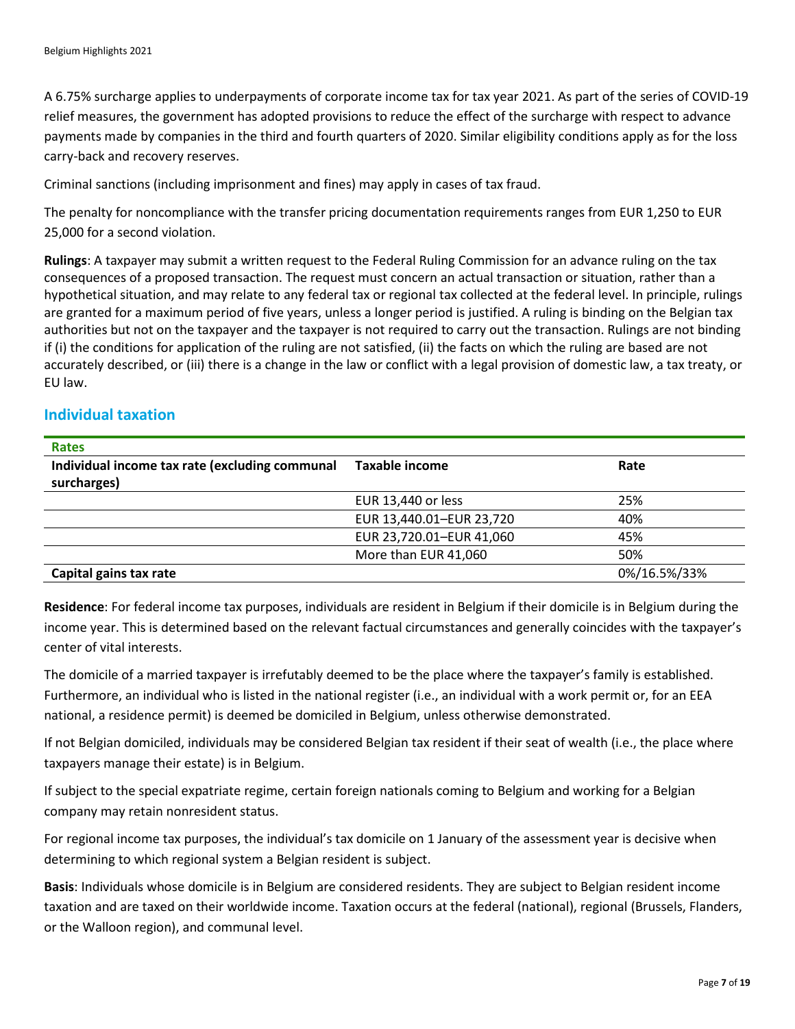A 6.75% surcharge applies to underpayments of corporate income tax for tax year 2021. As part of the series of COVID-19 relief measures, the government has adopted provisions to reduce the effect of the surcharge with respect to advance payments made by companies in the third and fourth quarters of 2020. Similar eligibility conditions apply as for the loss carry-back and recovery reserves.

Criminal sanctions (including imprisonment and fines) may apply in cases of tax fraud.

The penalty for noncompliance with the transfer pricing documentation requirements ranges from EUR 1,250 to EUR 25,000 for a second violation.

**Rulings**: A taxpayer may submit a written request to the Federal Ruling Commission for an advance ruling on the tax consequences of a proposed transaction. The request must concern an actual transaction or situation, rather than a hypothetical situation, and may relate to any federal tax or regional tax collected at the federal level. In principle, rulings are granted for a maximum period of five years, unless a longer period is justified. A ruling is binding on the Belgian tax authorities but not on the taxpayer and the taxpayer is not required to carry out the transaction. Rulings are not binding if (i) the conditions for application of the ruling are not satisfied, (ii) the facts on which the ruling are based are not accurately described, or (iii) there is a change in the law or conflict with a legal provision of domestic law, a tax treaty, or EU law.

## Individual taxation

| Rates | | |
|---|---|---|
| **Individual income tax rate (excluding communal surcharges)** | **Taxable income** | **Rate** |
| | EUR 13,440 or less | 25% |
| | EUR 13,440.01–EUR 23,720 | 40% |
| | EUR 23,720.01–EUR 41,060 | 45% |
| | More than EUR 41,060 | 50% |
| **Capital gains tax rate** | | 0%/16.5%/33% |

**Residence**: For federal income tax purposes, individuals are resident in Belgium if their domicile is in Belgium during the income year. This is determined based on the relevant factual circumstances and generally coincides with the taxpayer's center of vital interests.

The domicile of a married taxpayer is irrefutably deemed to be the place where the taxpayer's family is established. Furthermore, an individual who is listed in the national register (i.e., an individual with a work permit or, for an EEA national, a residence permit) is deemed be domiciled in Belgium, unless otherwise demonstrated.

If not Belgian domiciled, individuals may be considered Belgian tax resident if their seat of wealth (i.e., the place where taxpayers manage their estate) is in Belgium.

If subject to the special expatriate regime, certain foreign nationals coming to Belgium and working for a Belgian company may retain nonresident status.

For regional income tax purposes, the individual's tax domicile on 1 January of the assessment year is decisive when determining to which regional system a Belgian resident is subject.

**Basis**: Individuals whose domicile is in Belgium are considered residents. They are subject to Belgian resident income taxation and are taxed on their worldwide income. Taxation occurs at the federal (national), regional (Brussels, Flanders, or the Walloon region), and communal level.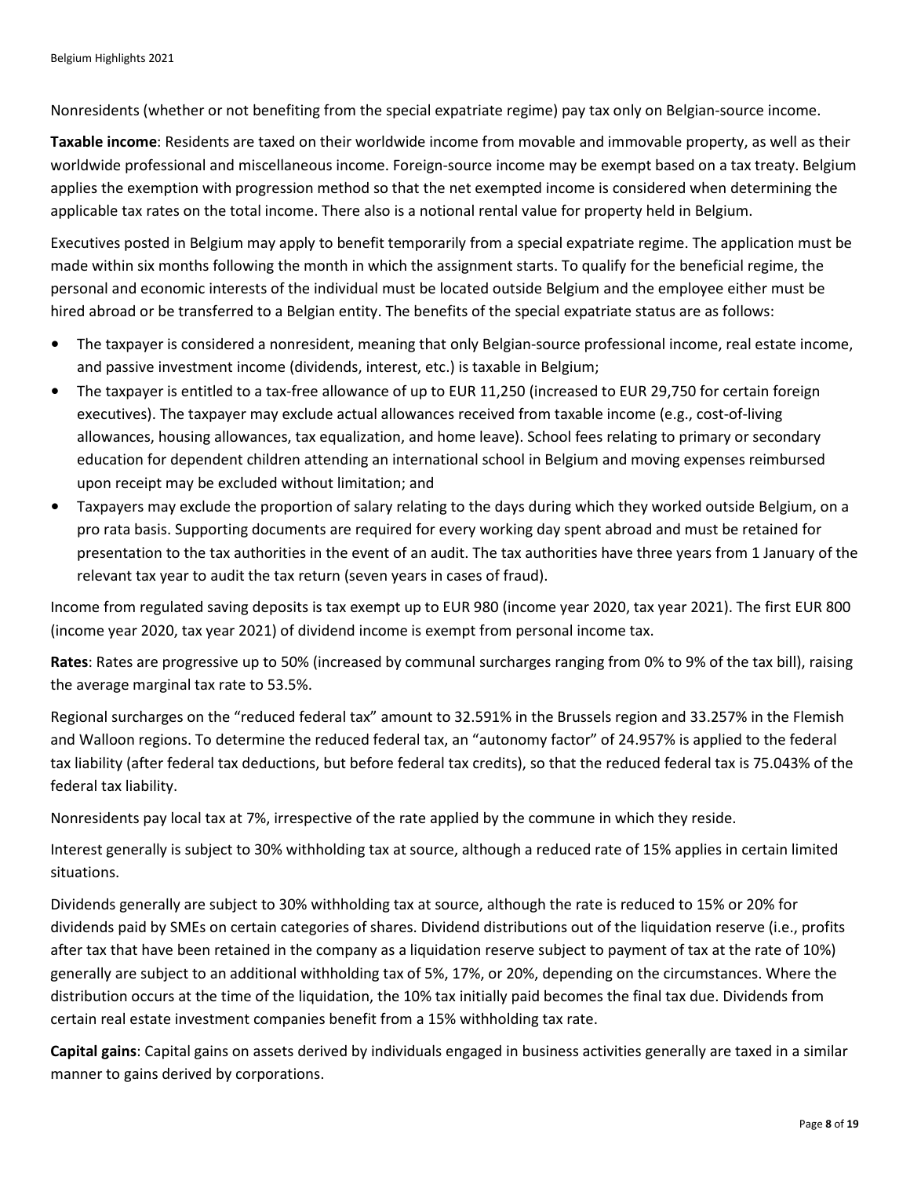Nonresidents (whether or not benefiting from the special expatriate regime) pay tax only on Belgian-source income.

**Taxable income**: Residents are taxed on their worldwide income from movable and immovable property, as well as their worldwide professional and miscellaneous income. Foreign-source income may be exempt based on a tax treaty. Belgium applies the exemption with progression method so that the net exempted income is considered when determining the applicable tax rates on the total income. There also is a notional rental value for property held in Belgium.

Executives posted in Belgium may apply to benefit temporarily from a special expatriate regime. The application must be made within six months following the month in which the assignment starts. To qualify for the beneficial regime, the personal and economic interests of the individual must be located outside Belgium and the employee either must be hired abroad or be transferred to a Belgian entity. The benefits of the special expatriate status are as follows:

- The taxpayer is considered a nonresident, meaning that only Belgian-source professional income, real estate income, and passive investment income (dividends, interest, etc.) is taxable in Belgium;
- The taxpayer is entitled to a tax-free allowance of up to EUR 11,250 (increased to EUR 29,750 for certain foreign executives). The taxpayer may exclude actual allowances received from taxable income (e.g., cost-of-living allowances, housing allowances, tax equalization, and home leave). School fees relating to primary or secondary education for dependent children attending an international school in Belgium and moving expenses reimbursed upon receipt may be excluded without limitation; and
- Taxpayers may exclude the proportion of salary relating to the days during which they worked outside Belgium, on a pro rata basis. Supporting documents are required for every working day spent abroad and must be retained for presentation to the tax authorities in the event of an audit. The tax authorities have three years from 1 January of the relevant tax year to audit the tax return (seven years in cases of fraud).

Income from regulated saving deposits is tax exempt up to EUR 980 (income year 2020, tax year 2021). The first EUR 800 (income year 2020, tax year 2021) of dividend income is exempt from personal income tax.

**Rates**: Rates are progressive up to 50% (increased by communal surcharges ranging from 0% to 9% of the tax bill), raising the average marginal tax rate to 53.5%.

Regional surcharges on the "reduced federal tax" amount to 32.591% in the Brussels region and 33.257% in the Flemish and Walloon regions. To determine the reduced federal tax, an "autonomy factor" of 24.957% is applied to the federal tax liability (after federal tax deductions, but before federal tax credits), so that the reduced federal tax is 75.043% of the federal tax liability.

Nonresidents pay local tax at 7%, irrespective of the rate applied by the commune in which they reside.

Interest generally is subject to 30% withholding tax at source, although a reduced rate of 15% applies in certain limited situations.

Dividends generally are subject to 30% withholding tax at source, although the rate is reduced to 15% or 20% for dividends paid by SMEs on certain categories of shares. Dividend distributions out of the liquidation reserve (i.e., profits after tax that have been retained in the company as a liquidation reserve subject to payment of tax at the rate of 10%) generally are subject to an additional withholding tax of 5%, 17%, or 20%, depending on the circumstances. Where the distribution occurs at the time of the liquidation, the 10% tax initially paid becomes the final tax due. Dividends from certain real estate investment companies benefit from a 15% withholding tax rate.

**Capital gains**: Capital gains on assets derived by individuals engaged in business activities generally are taxed in a similar manner to gains derived by corporations.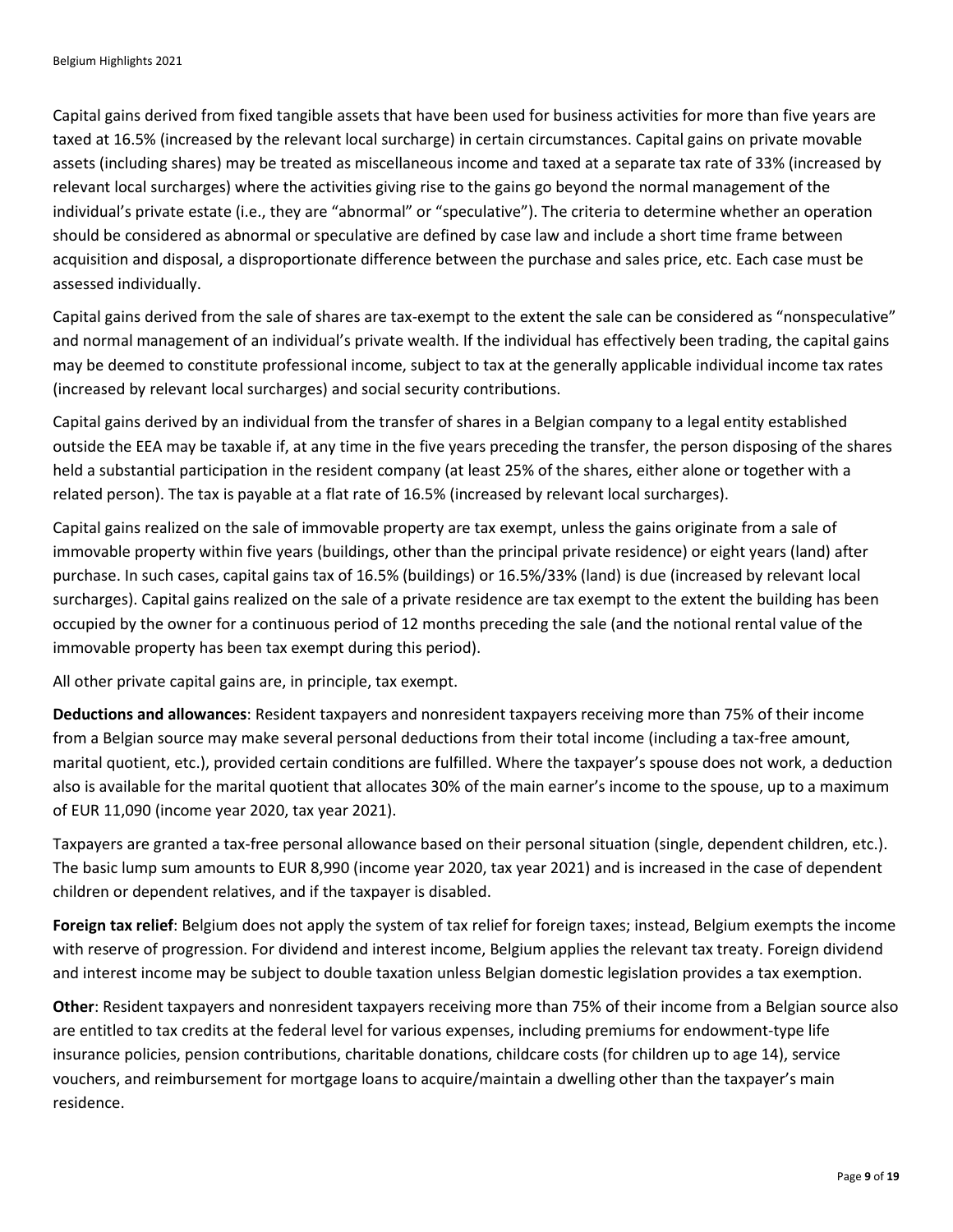Capital gains derived from fixed tangible assets that have been used for business activities for more than five years are taxed at 16.5% (increased by the relevant local surcharge) in certain circumstances. Capital gains on private movable assets (including shares) may be treated as miscellaneous income and taxed at a separate tax rate of 33% (increased by relevant local surcharges) where the activities giving rise to the gains go beyond the normal management of the individual's private estate (i.e., they are "abnormal" or "speculative"). The criteria to determine whether an operation should be considered as abnormal or speculative are defined by case law and include a short time frame between acquisition and disposal, a disproportionate difference between the purchase and sales price, etc. Each case must be assessed individually.

Capital gains derived from the sale of shares are tax-exempt to the extent the sale can be considered as "nonspeculative" and normal management of an individual's private wealth. If the individual has effectively been trading, the capital gains may be deemed to constitute professional income, subject to tax at the generally applicable individual income tax rates (increased by relevant local surcharges) and social security contributions.

Capital gains derived by an individual from the transfer of shares in a Belgian company to a legal entity established outside the EEA may be taxable if, at any time in the five years preceding the transfer, the person disposing of the shares held a substantial participation in the resident company (at least 25% of the shares, either alone or together with a related person). The tax is payable at a flat rate of 16.5% (increased by relevant local surcharges).

Capital gains realized on the sale of immovable property are tax exempt, unless the gains originate from a sale of immovable property within five years (buildings, other than the principal private residence) or eight years (land) after purchase. In such cases, capital gains tax of 16.5% (buildings) or 16.5%/33% (land) is due (increased by relevant local surcharges). Capital gains realized on the sale of a private residence are tax exempt to the extent the building has been occupied by the owner for a continuous period of 12 months preceding the sale (and the notional rental value of the immovable property has been tax exempt during this period).

All other private capital gains are, in principle, tax exempt.

**Deductions and allowances**: Resident taxpayers and nonresident taxpayers receiving more than 75% of their income from a Belgian source may make several personal deductions from their total income (including a tax-free amount, marital quotient, etc.), provided certain conditions are fulfilled. Where the taxpayer's spouse does not work, a deduction also is available for the marital quotient that allocates 30% of the main earner's income to the spouse, up to a maximum of EUR 11,090 (income year 2020, tax year 2021).

Taxpayers are granted a tax-free personal allowance based on their personal situation (single, dependent children, etc.). The basic lump sum amounts to EUR 8,990 (income year 2020, tax year 2021) and is increased in the case of dependent children or dependent relatives, and if the taxpayer is disabled.

**Foreign tax relief**: Belgium does not apply the system of tax relief for foreign taxes; instead, Belgium exempts the income with reserve of progression. For dividend and interest income, Belgium applies the relevant tax treaty. Foreign dividend and interest income may be subject to double taxation unless Belgian domestic legislation provides a tax exemption.

**Other**: Resident taxpayers and nonresident taxpayers receiving more than 75% of their income from a Belgian source also are entitled to tax credits at the federal level for various expenses, including premiums for endowment-type life insurance policies, pension contributions, charitable donations, childcare costs (for children up to age 14), service vouchers, and reimbursement for mortgage loans to acquire/maintain a dwelling other than the taxpayer's main residence.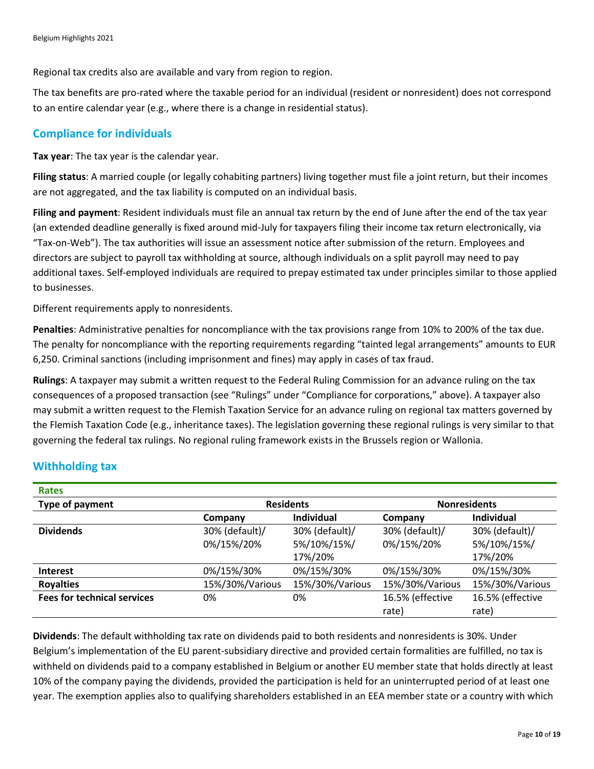Regional tax credits also are available and vary from region to region.

The tax benefits are pro-rated where the taxable period for an individual (resident or nonresident) does not correspond to an entire calendar year (e.g., where there is a change in residential status).

## Compliance for individuals

**Tax year**: The tax year is the calendar year.

**Filing status**: A married couple (or legally cohabiting partners) living together must file a joint return, but their incomes are not aggregated, and the tax liability is computed on an individual basis.

**Filing and payment**: Resident individuals must file an annual tax return by the end of June after the end of the tax year (an extended deadline generally is fixed around mid-July for taxpayers filing their income tax return electronically, via "Tax-on-Web"). The tax authorities will issue an assessment notice after submission of the return. Employees and directors are subject to payroll tax withholding at source, although individuals on a split payroll may need to pay additional taxes. Self-employed individuals are required to prepay estimated tax under principles similar to those applied to businesses.

Different requirements apply to nonresidents.

**Penalties**: Administrative penalties for noncompliance with the tax provisions range from 10% to 200% of the tax due. The penalty for noncompliance with the reporting requirements regarding "tainted legal arrangements" amounts to EUR 6,250. Criminal sanctions (including imprisonment and fines) may apply in cases of tax fraud.

**Rulings**: A taxpayer may submit a written request to the Federal Ruling Commission for an advance ruling on the tax consequences of a proposed transaction (see "Rulings" under "Compliance for corporations," above). A taxpayer also may submit a written request to the Flemish Taxation Service for an advance ruling on regional tax matters governed by the Flemish Taxation Code (e.g., inheritance taxes). The legislation governing these regional rulings is very similar to that governing the federal tax rulings. No regional ruling framework exists in the Brussels region or Wallonia.

## Withholding tax

**Rates**

| Type of payment | Residents | | Nonresidents | |
|---|---|---|---|---|
| | Company | Individual | Company | Individual |
| **Dividends** | 30% (default)/ 0%/15%/20% | 30% (default)/ 5%/10%/15%/ 17%/20% | 30% (default)/ 0%/15%/20% | 30% (default)/ 5%/10%/15%/ 17%/20% |
| **Interest** | 0%/15%/30% | 0%/15%/30% | 0%/15%/30% | 0%/15%/30% |
| **Royalties** | 15%/30%/Various | 15%/30%/Various | 15%/30%/Various | 15%/30%/Various |
| **Fees for technical services** | 0% | 0% | 16.5% (effective rate) | 16.5% (effective rate) |

**Dividends**: The default withholding tax rate on dividends paid to both residents and nonresidents is 30%. Under Belgium's implementation of the EU parent-subsidiary directive and provided certain formalities are fulfilled, no tax is withheld on dividends paid to a company established in Belgium or another EU member state that holds directly at least 10% of the company paying the dividends, provided the participation is held for an uninterrupted period of at least one year. The exemption applies also to qualifying shareholders established in an EEA member state or a country with which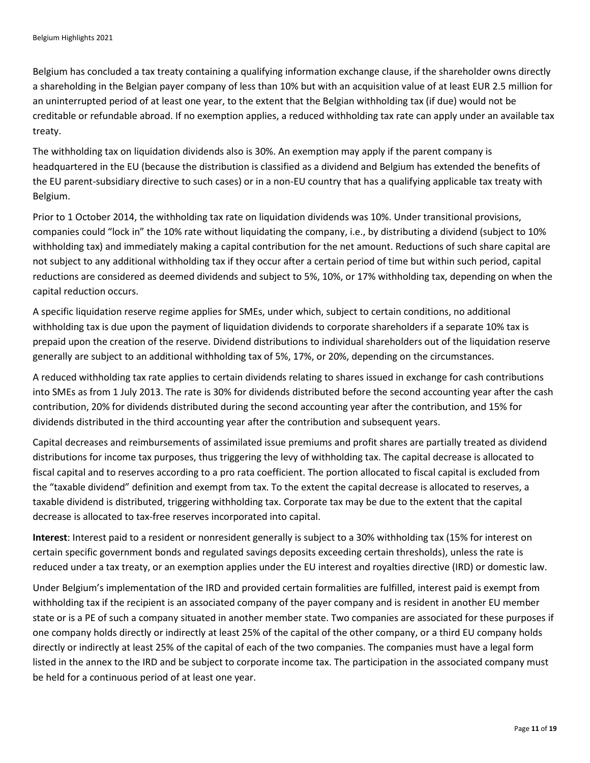Belgium has concluded a tax treaty containing a qualifying information exchange clause, if the shareholder owns directly a shareholding in the Belgian payer company of less than 10% but with an acquisition value of at least EUR 2.5 million for an uninterrupted period of at least one year, to the extent that the Belgian withholding tax (if due) would not be creditable or refundable abroad. If no exemption applies, a reduced withholding tax rate can apply under an available tax treaty.

The withholding tax on liquidation dividends also is 30%. An exemption may apply if the parent company is headquartered in the EU (because the distribution is classified as a dividend and Belgium has extended the benefits of the EU parent-subsidiary directive to such cases) or in a non-EU country that has a qualifying applicable tax treaty with Belgium.

Prior to 1 October 2014, the withholding tax rate on liquidation dividends was 10%. Under transitional provisions, companies could "lock in" the 10% rate without liquidating the company, i.e., by distributing a dividend (subject to 10% withholding tax) and immediately making a capital contribution for the net amount. Reductions of such share capital are not subject to any additional withholding tax if they occur after a certain period of time but within such period, capital reductions are considered as deemed dividends and subject to 5%, 10%, or 17% withholding tax, depending on when the capital reduction occurs.

A specific liquidation reserve regime applies for SMEs, under which, subject to certain conditions, no additional withholding tax is due upon the payment of liquidation dividends to corporate shareholders if a separate 10% tax is prepaid upon the creation of the reserve. Dividend distributions to individual shareholders out of the liquidation reserve generally are subject to an additional withholding tax of 5%, 17%, or 20%, depending on the circumstances.

A reduced withholding tax rate applies to certain dividends relating to shares issued in exchange for cash contributions into SMEs as from 1 July 2013. The rate is 30% for dividends distributed before the second accounting year after the cash contribution, 20% for dividends distributed during the second accounting year after the contribution, and 15% for dividends distributed in the third accounting year after the contribution and subsequent years.

Capital decreases and reimbursements of assimilated issue premiums and profit shares are partially treated as dividend distributions for income tax purposes, thus triggering the levy of withholding tax. The capital decrease is allocated to fiscal capital and to reserves according to a pro rata coefficient. The portion allocated to fiscal capital is excluded from the "taxable dividend" definition and exempt from tax. To the extent the capital decrease is allocated to reserves, a taxable dividend is distributed, triggering withholding tax. Corporate tax may be due to the extent that the capital decrease is allocated to tax-free reserves incorporated into capital.

**Interest**: Interest paid to a resident or nonresident generally is subject to a 30% withholding tax (15% for interest on certain specific government bonds and regulated savings deposits exceeding certain thresholds), unless the rate is reduced under a tax treaty, or an exemption applies under the EU interest and royalties directive (IRD) or domestic law.

Under Belgium's implementation of the IRD and provided certain formalities are fulfilled, interest paid is exempt from withholding tax if the recipient is an associated company of the payer company and is resident in another EU member state or is a PE of such a company situated in another member state. Two companies are associated for these purposes if one company holds directly or indirectly at least 25% of the capital of the other company, or a third EU company holds directly or indirectly at least 25% of the capital of each of the two companies. The companies must have a legal form listed in the annex to the IRD and be subject to corporate income tax. The participation in the associated company must be held for a continuous period of at least one year.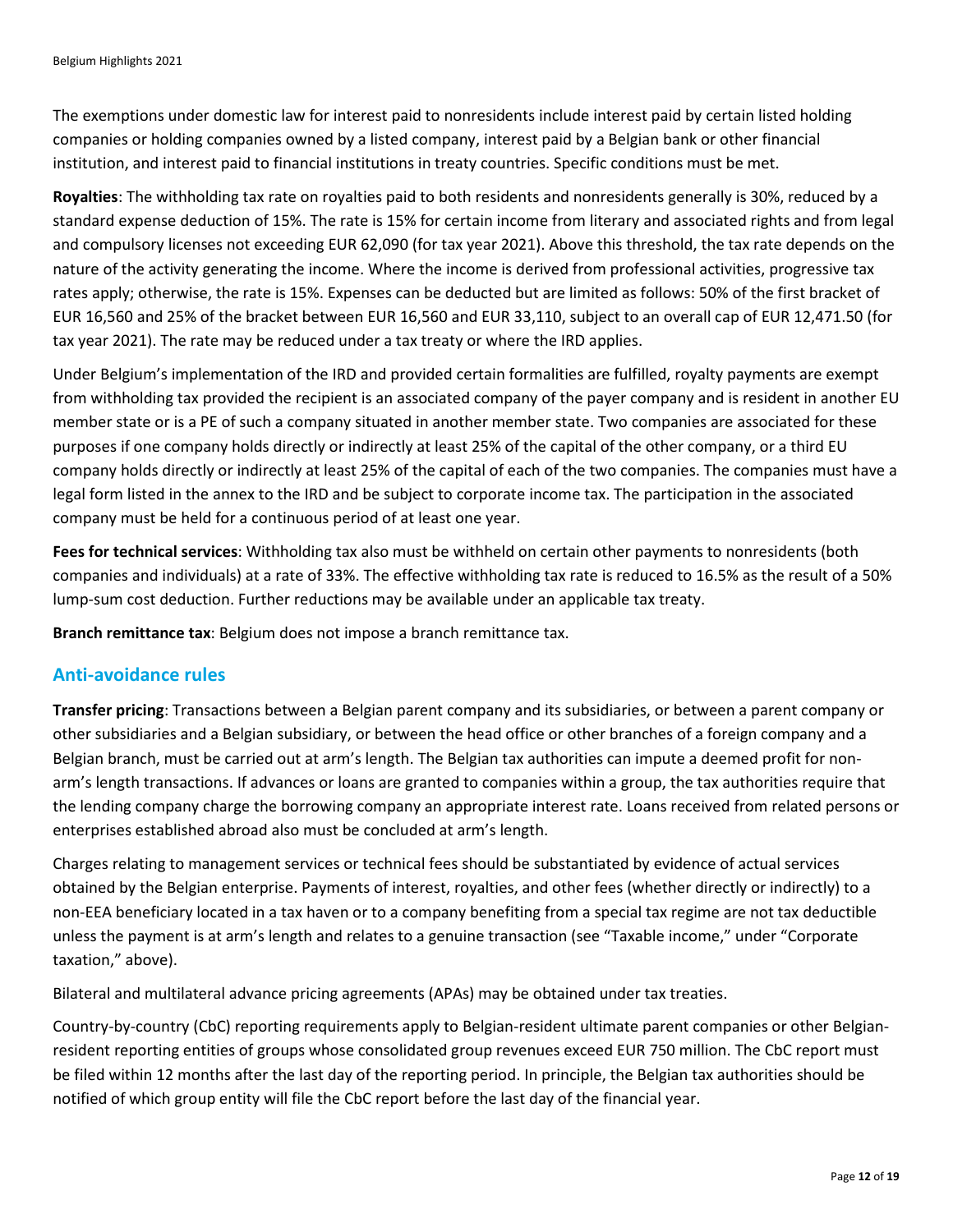The exemptions under domestic law for interest paid to nonresidents include interest paid by certain listed holding companies or holding companies owned by a listed company, interest paid by a Belgian bank or other financial institution, and interest paid to financial institutions in treaty countries. Specific conditions must be met.

**Royalties**: The withholding tax rate on royalties paid to both residents and nonresidents generally is 30%, reduced by a standard expense deduction of 15%. The rate is 15% for certain income from literary and associated rights and from legal and compulsory licenses not exceeding EUR 62,090 (for tax year 2021). Above this threshold, the tax rate depends on the nature of the activity generating the income. Where the income is derived from professional activities, progressive tax rates apply; otherwise, the rate is 15%. Expenses can be deducted but are limited as follows: 50% of the first bracket of EUR 16,560 and 25% of the bracket between EUR 16,560 and EUR 33,110, subject to an overall cap of EUR 12,471.50 (for tax year 2021). The rate may be reduced under a tax treaty or where the IRD applies.

Under Belgium's implementation of the IRD and provided certain formalities are fulfilled, royalty payments are exempt from withholding tax provided the recipient is an associated company of the payer company and is resident in another EU member state or is a PE of such a company situated in another member state. Two companies are associated for these purposes if one company holds directly or indirectly at least 25% of the capital of the other company, or a third EU company holds directly or indirectly at least 25% of the capital of each of the two companies. The companies must have a legal form listed in the annex to the IRD and be subject to corporate income tax. The participation in the associated company must be held for a continuous period of at least one year.

**Fees for technical services**: Withholding tax also must be withheld on certain other payments to nonresidents (both companies and individuals) at a rate of 33%. The effective withholding tax rate is reduced to 16.5% as the result of a 50% lump-sum cost deduction. Further reductions may be available under an applicable tax treaty.

**Branch remittance tax**: Belgium does not impose a branch remittance tax.

## Anti-avoidance rules

**Transfer pricing**: Transactions between a Belgian parent company and its subsidiaries, or between a parent company or other subsidiaries and a Belgian subsidiary, or between the head office or other branches of a foreign company and a Belgian branch, must be carried out at arm's length. The Belgian tax authorities can impute a deemed profit for non-arm's length transactions. If advances or loans are granted to companies within a group, the tax authorities require that the lending company charge the borrowing company an appropriate interest rate. Loans received from related persons or enterprises established abroad also must be concluded at arm's length.

Charges relating to management services or technical fees should be substantiated by evidence of actual services obtained by the Belgian enterprise. Payments of interest, royalties, and other fees (whether directly or indirectly) to a non-EEA beneficiary located in a tax haven or to a company benefiting from a special tax regime are not tax deductible unless the payment is at arm's length and relates to a genuine transaction (see "Taxable income," under "Corporate taxation," above).

Bilateral and multilateral advance pricing agreements (APAs) may be obtained under tax treaties.

Country-by-country (CbC) reporting requirements apply to Belgian-resident ultimate parent companies or other Belgian-resident reporting entities of groups whose consolidated group revenues exceed EUR 750 million. The CbC report must be filed within 12 months after the last day of the reporting period. In principle, the Belgian tax authorities should be notified of which group entity will file the CbC report before the last day of the financial year.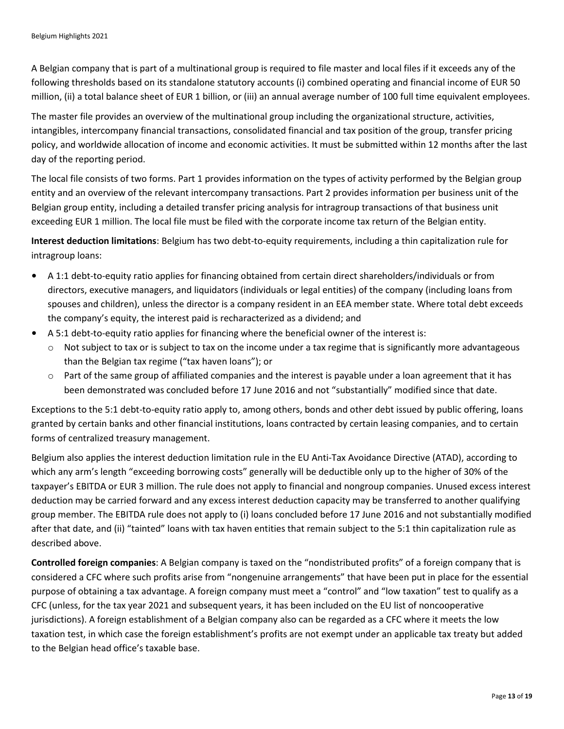A Belgian company that is part of a multinational group is required to file master and local files if it exceeds any of the following thresholds based on its standalone statutory accounts (i) combined operating and financial income of EUR 50 million, (ii) a total balance sheet of EUR 1 billion, or (iii) an annual average number of 100 full time equivalent employees.

The master file provides an overview of the multinational group including the organizational structure, activities, intangibles, intercompany financial transactions, consolidated financial and tax position of the group, transfer pricing policy, and worldwide allocation of income and economic activities. It must be submitted within 12 months after the last day of the reporting period.

The local file consists of two forms. Part 1 provides information on the types of activity performed by the Belgian group entity and an overview of the relevant intercompany transactions. Part 2 provides information per business unit of the Belgian group entity, including a detailed transfer pricing analysis for intragroup transactions of that business unit exceeding EUR 1 million. The local file must be filed with the corporate income tax return of the Belgian entity.

**Interest deduction limitations**: Belgium has two debt-to-equity requirements, including a thin capitalization rule for intragroup loans:

- A 1:1 debt-to-equity ratio applies for financing obtained from certain direct shareholders/individuals or from directors, executive managers, and liquidators (individuals or legal entities) of the company (including loans from spouses and children), unless the director is a company resident in an EEA member state. Where total debt exceeds the company's equity, the interest paid is recharacterized as a dividend; and
- A 5:1 debt-to-equity ratio applies for financing where the beneficial owner of the interest is:
  - Not subject to tax or is subject to tax on the income under a tax regime that is significantly more advantageous than the Belgian tax regime ("tax haven loans"); or
  - Part of the same group of affiliated companies and the interest is payable under a loan agreement that it has been demonstrated was concluded before 17 June 2016 and not "substantially" modified since that date.

Exceptions to the 5:1 debt-to-equity ratio apply to, among others, bonds and other debt issued by public offering, loans granted by certain banks and other financial institutions, loans contracted by certain leasing companies, and to certain forms of centralized treasury management.

Belgium also applies the interest deduction limitation rule in the EU Anti-Tax Avoidance Directive (ATAD), according to which any arm's length "exceeding borrowing costs" generally will be deductible only up to the higher of 30% of the taxpayer's EBITDA or EUR 3 million. The rule does not apply to financial and nongroup companies. Unused excess interest deduction may be carried forward and any excess interest deduction capacity may be transferred to another qualifying group member. The EBITDA rule does not apply to (i) loans concluded before 17 June 2016 and not substantially modified after that date, and (ii) "tainted" loans with tax haven entities that remain subject to the 5:1 thin capitalization rule as described above.

**Controlled foreign companies**: A Belgian company is taxed on the "nondistributed profits" of a foreign company that is considered a CFC where such profits arise from "nongenuine arrangements" that have been put in place for the essential purpose of obtaining a tax advantage. A foreign company must meet a "control" and "low taxation" test to qualify as a CFC (unless, for the tax year 2021 and subsequent years, it has been included on the EU list of noncooperative jurisdictions). A foreign establishment of a Belgian company also can be regarded as a CFC where it meets the low taxation test, in which case the foreign establishment's profits are not exempt under an applicable tax treaty but added to the Belgian head office's taxable base.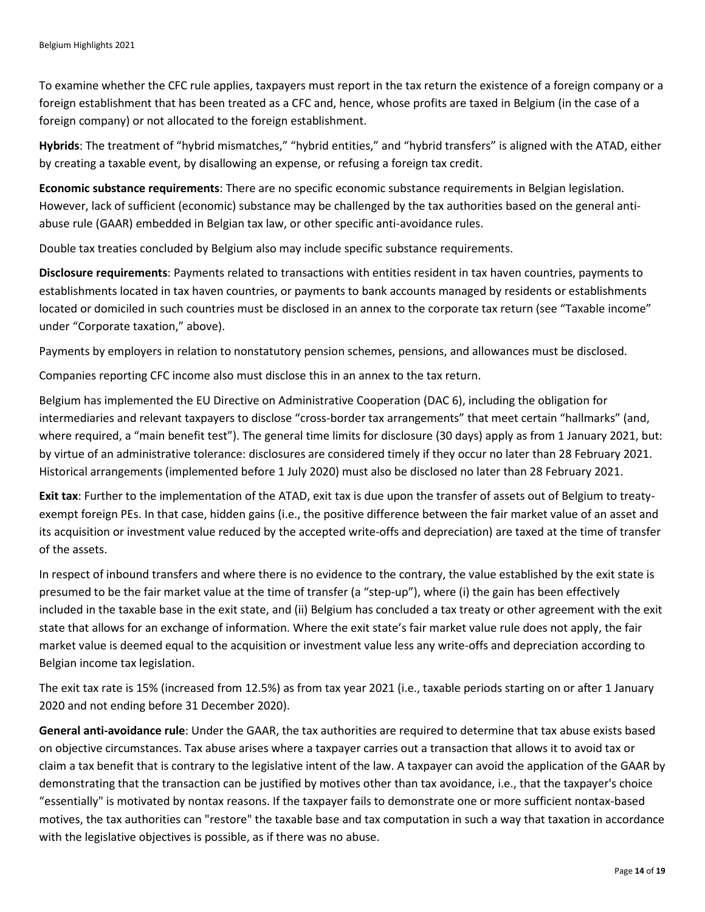To examine whether the CFC rule applies, taxpayers must report in the tax return the existence of a foreign company or a foreign establishment that has been treated as a CFC and, hence, whose profits are taxed in Belgium (in the case of a foreign company) or not allocated to the foreign establishment.

**Hybrids**: The treatment of "hybrid mismatches," "hybrid entities," and "hybrid transfers" is aligned with the ATAD, either by creating a taxable event, by disallowing an expense, or refusing a foreign tax credit.

**Economic substance requirements**: There are no specific economic substance requirements in Belgian legislation. However, lack of sufficient (economic) substance may be challenged by the tax authorities based on the general anti-abuse rule (GAAR) embedded in Belgian tax law, or other specific anti-avoidance rules.

Double tax treaties concluded by Belgium also may include specific substance requirements.

**Disclosure requirements**: Payments related to transactions with entities resident in tax haven countries, payments to establishments located in tax haven countries, or payments to bank accounts managed by residents or establishments located or domiciled in such countries must be disclosed in an annex to the corporate tax return (see "Taxable income" under "Corporate taxation," above).

Payments by employers in relation to nonstatutory pension schemes, pensions, and allowances must be disclosed.

Companies reporting CFC income also must disclose this in an annex to the tax return.

Belgium has implemented the EU Directive on Administrative Cooperation (DAC 6), including the obligation for intermediaries and relevant taxpayers to disclose "cross-border tax arrangements" that meet certain "hallmarks" (and, where required, a "main benefit test"). The general time limits for disclosure (30 days) apply as from 1 January 2021, but: by virtue of an administrative tolerance: disclosures are considered timely if they occur no later than 28 February 2021. Historical arrangements (implemented before 1 July 2020) must also be disclosed no later than 28 February 2021.

**Exit tax**: Further to the implementation of the ATAD, exit tax is due upon the transfer of assets out of Belgium to treaty-exempt foreign PEs. In that case, hidden gains (i.e., the positive difference between the fair market value of an asset and its acquisition or investment value reduced by the accepted write-offs and depreciation) are taxed at the time of transfer of the assets.

In respect of inbound transfers and where there is no evidence to the contrary, the value established by the exit state is presumed to be the fair market value at the time of transfer (a "step-up"), where (i) the gain has been effectively included in the taxable base in the exit state, and (ii) Belgium has concluded a tax treaty or other agreement with the exit state that allows for an exchange of information. Where the exit state's fair market value rule does not apply, the fair market value is deemed equal to the acquisition or investment value less any write-offs and depreciation according to Belgian income tax legislation.

The exit tax rate is 15% (increased from 12.5%) as from tax year 2021 (i.e., taxable periods starting on or after 1 January 2020 and not ending before 31 December 2020).

**General anti-avoidance rule**: Under the GAAR, the tax authorities are required to determine that tax abuse exists based on objective circumstances. Tax abuse arises where a taxpayer carries out a transaction that allows it to avoid tax or claim a tax benefit that is contrary to the legislative intent of the law. A taxpayer can avoid the application of the GAAR by demonstrating that the transaction can be justified by motives other than tax avoidance, i.e., that the taxpayer's choice "essentially" is motivated by nontax reasons. If the taxpayer fails to demonstrate one or more sufficient nontax-based motives, the tax authorities can "restore" the taxable base and tax computation in such a way that taxation in accordance with the legislative objectives is possible, as if there was no abuse.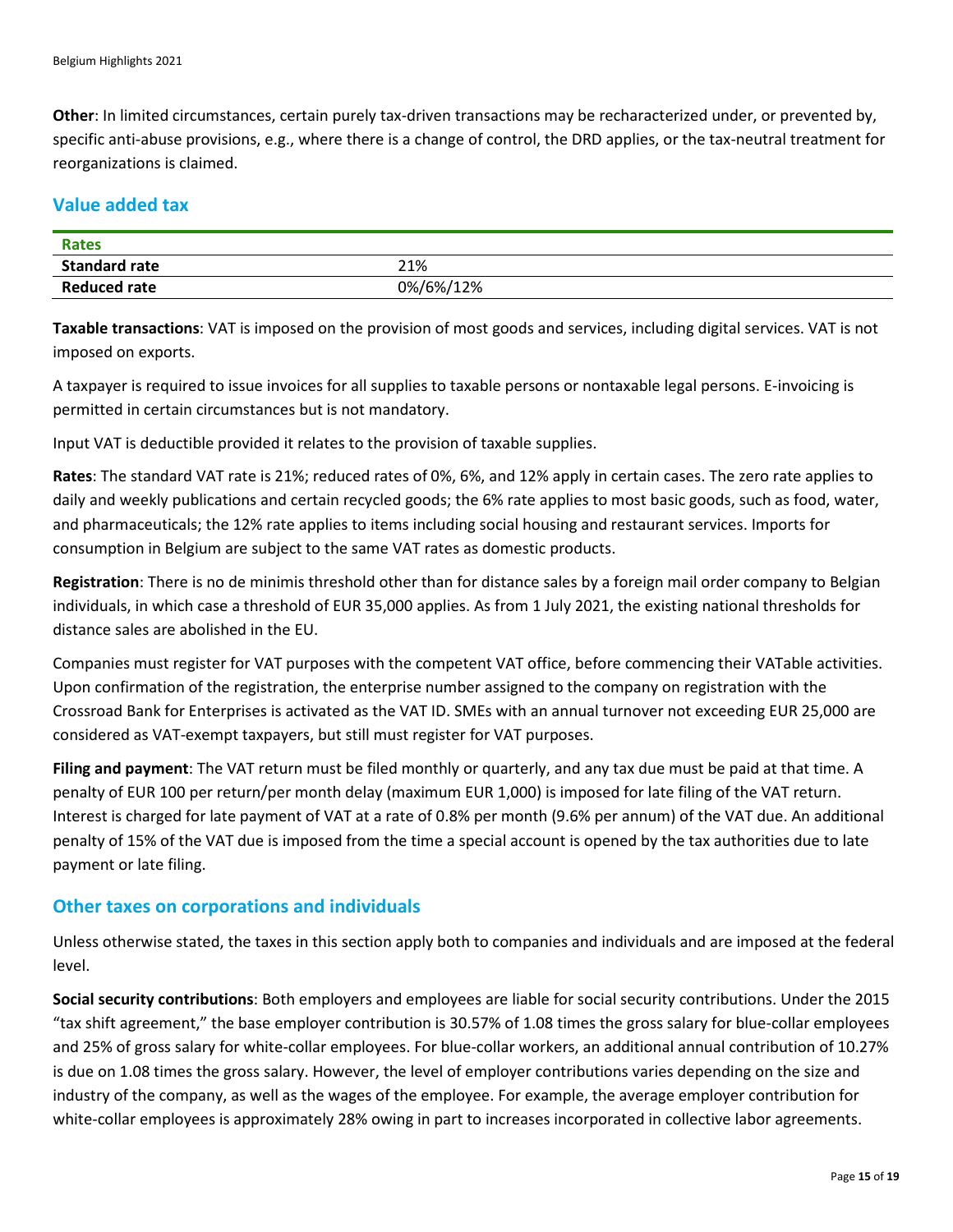**Other**: In limited circumstances, certain purely tax-driven transactions may be recharacterized under, or prevented by, specific anti-abuse provisions, e.g., where there is a change of control, the DRD applies, or the tax-neutral treatment for reorganizations is claimed.

## Value added tax

| Rates | |
|---|---|
| **Standard rate** | 21% |
| **Reduced rate** | 0%/6%/12% |

**Taxable transactions**: VAT is imposed on the provision of most goods and services, including digital services. VAT is not imposed on exports.

A taxpayer is required to issue invoices for all supplies to taxable persons or nontaxable legal persons. E-invoicing is permitted in certain circumstances but is not mandatory.

Input VAT is deductible provided it relates to the provision of taxable supplies.

**Rates**: The standard VAT rate is 21%; reduced rates of 0%, 6%, and 12% apply in certain cases. The zero rate applies to daily and weekly publications and certain recycled goods; the 6% rate applies to most basic goods, such as food, water, and pharmaceuticals; the 12% rate applies to items including social housing and restaurant services. Imports for consumption in Belgium are subject to the same VAT rates as domestic products.

**Registration**: There is no de minimis threshold other than for distance sales by a foreign mail order company to Belgian individuals, in which case a threshold of EUR 35,000 applies. As from 1 July 2021, the existing national thresholds for distance sales are abolished in the EU.

Companies must register for VAT purposes with the competent VAT office, before commencing their VATable activities. Upon confirmation of the registration, the enterprise number assigned to the company on registration with the Crossroad Bank for Enterprises is activated as the VAT ID. SMEs with an annual turnover not exceeding EUR 25,000 are considered as VAT-exempt taxpayers, but still must register for VAT purposes.

**Filing and payment**: The VAT return must be filed monthly or quarterly, and any tax due must be paid at that time. A penalty of EUR 100 per return/per month delay (maximum EUR 1,000) is imposed for late filing of the VAT return. Interest is charged for late payment of VAT at a rate of 0.8% per month (9.6% per annum) of the VAT due. An additional penalty of 15% of the VAT due is imposed from the time a special account is opened by the tax authorities due to late payment or late filing.

## Other taxes on corporations and individuals

Unless otherwise stated, the taxes in this section apply both to companies and individuals and are imposed at the federal level.

**Social security contributions**: Both employers and employees are liable for social security contributions. Under the 2015 "tax shift agreement," the base employer contribution is 30.57% of 1.08 times the gross salary for blue-collar employees and 25% of gross salary for white-collar employees. For blue-collar workers, an additional annual contribution of 10.27% is due on 1.08 times the gross salary. However, the level of employer contributions varies depending on the size and industry of the company, as well as the wages of the employee. For example, the average employer contribution for white-collar employees is approximately 28% owing in part to increases incorporated in collective labor agreements.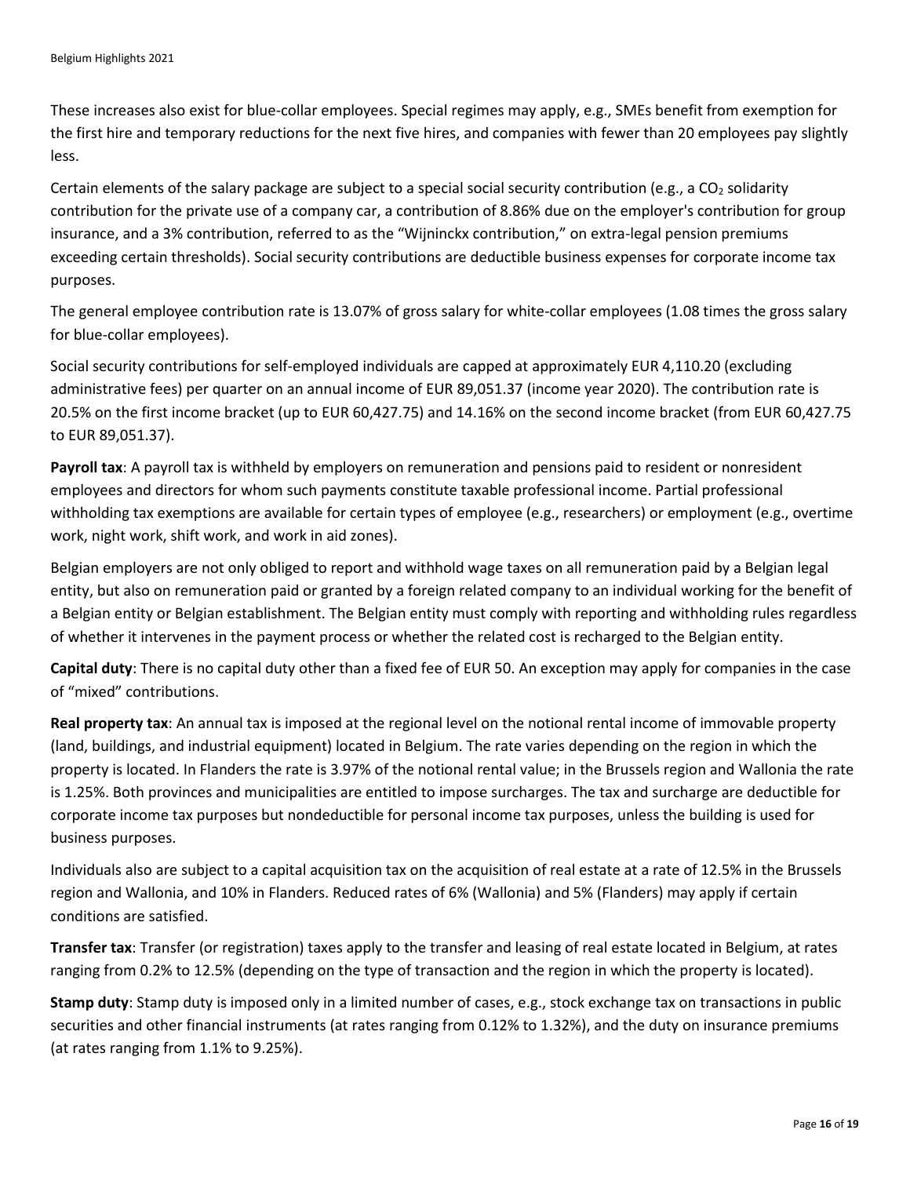These increases also exist for blue-collar employees. Special regimes may apply, e.g., SMEs benefit from exemption for the first hire and temporary reductions for the next five hires, and companies with fewer than 20 employees pay slightly less.

Certain elements of the salary package are subject to a special social security contribution (e.g., a $CO_2$ solidarity contribution for the private use of a company car, a contribution of 8.86% due on the employer's contribution for group insurance, and a 3% contribution, referred to as the "Wijninckx contribution," on extra-legal pension premiums exceeding certain thresholds). Social security contributions are deductible business expenses for corporate income tax purposes.

The general employee contribution rate is 13.07% of gross salary for white-collar employees (1.08 times the gross salary for blue-collar employees).

Social security contributions for self-employed individuals are capped at approximately EUR 4,110.20 (excluding administrative fees) per quarter on an annual income of EUR 89,051.37 (income year 2020). The contribution rate is 20.5% on the first income bracket (up to EUR 60,427.75) and 14.16% on the second income bracket (from EUR 60,427.75 to EUR 89,051.37).

**Payroll tax**: A payroll tax is withheld by employers on remuneration and pensions paid to resident or nonresident employees and directors for whom such payments constitute taxable professional income. Partial professional withholding tax exemptions are available for certain types of employee (e.g., researchers) or employment (e.g., overtime work, night work, shift work, and work in aid zones).

Belgian employers are not only obliged to report and withhold wage taxes on all remuneration paid by a Belgian legal entity, but also on remuneration paid or granted by a foreign related company to an individual working for the benefit of a Belgian entity or Belgian establishment. The Belgian entity must comply with reporting and withholding rules regardless of whether it intervenes in the payment process or whether the related cost is recharged to the Belgian entity.

**Capital duty**: There is no capital duty other than a fixed fee of EUR 50. An exception may apply for companies in the case of "mixed" contributions.

**Real property tax**: An annual tax is imposed at the regional level on the notional rental income of immovable property (land, buildings, and industrial equipment) located in Belgium. The rate varies depending on the region in which the property is located. In Flanders the rate is 3.97% of the notional rental value; in the Brussels region and Wallonia the rate is 1.25%. Both provinces and municipalities are entitled to impose surcharges. The tax and surcharge are deductible for corporate income tax purposes but nondeductible for personal income tax purposes, unless the building is used for business purposes.

Individuals also are subject to a capital acquisition tax on the acquisition of real estate at a rate of 12.5% in the Brussels region and Wallonia, and 10% in Flanders. Reduced rates of 6% (Wallonia) and 5% (Flanders) may apply if certain conditions are satisfied.

**Transfer tax**: Transfer (or registration) taxes apply to the transfer and leasing of real estate located in Belgium, at rates ranging from 0.2% to 12.5% (depending on the type of transaction and the region in which the property is located).

**Stamp duty**: Stamp duty is imposed only in a limited number of cases, e.g., stock exchange tax on transactions in public securities and other financial instruments (at rates ranging from 0.12% to 1.32%), and the duty on insurance premiums (at rates ranging from 1.1% to 9.25%).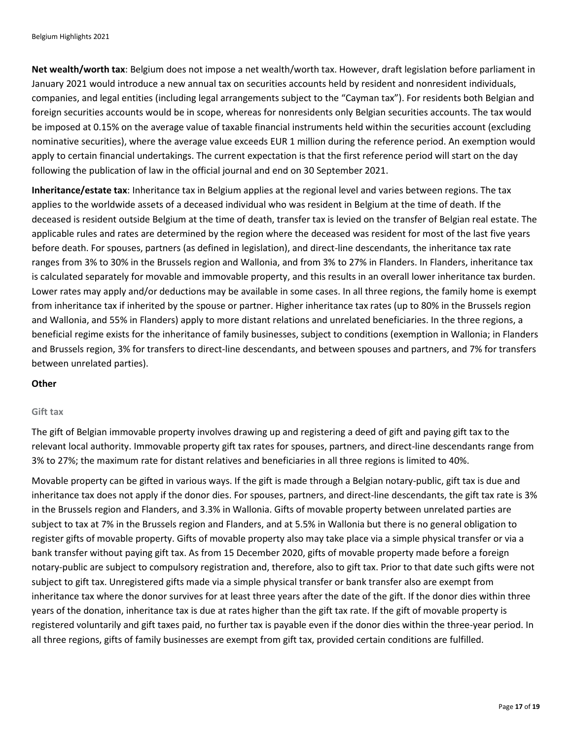**Net wealth/worth tax**: Belgium does not impose a net wealth/worth tax. However, draft legislation before parliament in January 2021 would introduce a new annual tax on securities accounts held by resident and nonresident individuals, companies, and legal entities (including legal arrangements subject to the "Cayman tax"). For residents both Belgian and foreign securities accounts would be in scope, whereas for nonresidents only Belgian securities accounts. The tax would be imposed at 0.15% on the average value of taxable financial instruments held within the securities account (excluding nominative securities), where the average value exceeds EUR 1 million during the reference period. An exemption would apply to certain financial undertakings. The current expectation is that the first reference period will start on the day following the publication of law in the official journal and end on 30 September 2021.

**Inheritance/estate tax**: Inheritance tax in Belgium applies at the regional level and varies between regions. The tax applies to the worldwide assets of a deceased individual who was resident in Belgium at the time of death. If the deceased is resident outside Belgium at the time of death, transfer tax is levied on the transfer of Belgian real estate. The applicable rules and rates are determined by the region where the deceased was resident for most of the last five years before death. For spouses, partners (as defined in legislation), and direct-line descendants, the inheritance tax rate ranges from 3% to 30% in the Brussels region and Wallonia, and from 3% to 27% in Flanders. In Flanders, inheritance tax is calculated separately for movable and immovable property, and this results in an overall lower inheritance tax burden. Lower rates may apply and/or deductions may be available in some cases. In all three regions, the family home is exempt from inheritance tax if inherited by the spouse or partner. Higher inheritance tax rates (up to 80% in the Brussels region and Wallonia, and 55% in Flanders) apply to more distant relations and unrelated beneficiaries. In the three regions, a beneficial regime exists for the inheritance of family businesses, subject to conditions (exemption in Wallonia; in Flanders and Brussels region, 3% for transfers to direct-line descendants, and between spouses and partners, and 7% for transfers between unrelated parties).

## Other

### Gift tax

The gift of Belgian immovable property involves drawing up and registering a deed of gift and paying gift tax to the relevant local authority. Immovable property gift tax rates for spouses, partners, and direct-line descendants range from 3% to 27%; the maximum rate for distant relatives and beneficiaries in all three regions is limited to 40%.

Movable property can be gifted in various ways. If the gift is made through a Belgian notary-public, gift tax is due and inheritance tax does not apply if the donor dies. For spouses, partners, and direct-line descendants, the gift tax rate is 3% in the Brussels region and Flanders, and 3.3% in Wallonia. Gifts of movable property between unrelated parties are subject to tax at 7% in the Brussels region and Flanders, and at 5.5% in Wallonia but there is no general obligation to register gifts of movable property. Gifts of movable property also may take place via a simple physical transfer or via a bank transfer without paying gift tax. As from 15 December 2020, gifts of movable property made before a foreign notary-public are subject to compulsory registration and, therefore, also to gift tax. Prior to that date such gifts were not subject to gift tax. Unregistered gifts made via a simple physical transfer or bank transfer also are exempt from inheritance tax where the donor survives for at least three years after the date of the gift. If the donor dies within three years of the donation, inheritance tax is due at rates higher than the gift tax rate. If the gift of movable property is registered voluntarily and gift taxes paid, no further tax is payable even if the donor dies within the three-year period. In all three regions, gifts of family businesses are exempt from gift tax, provided certain conditions are fulfilled.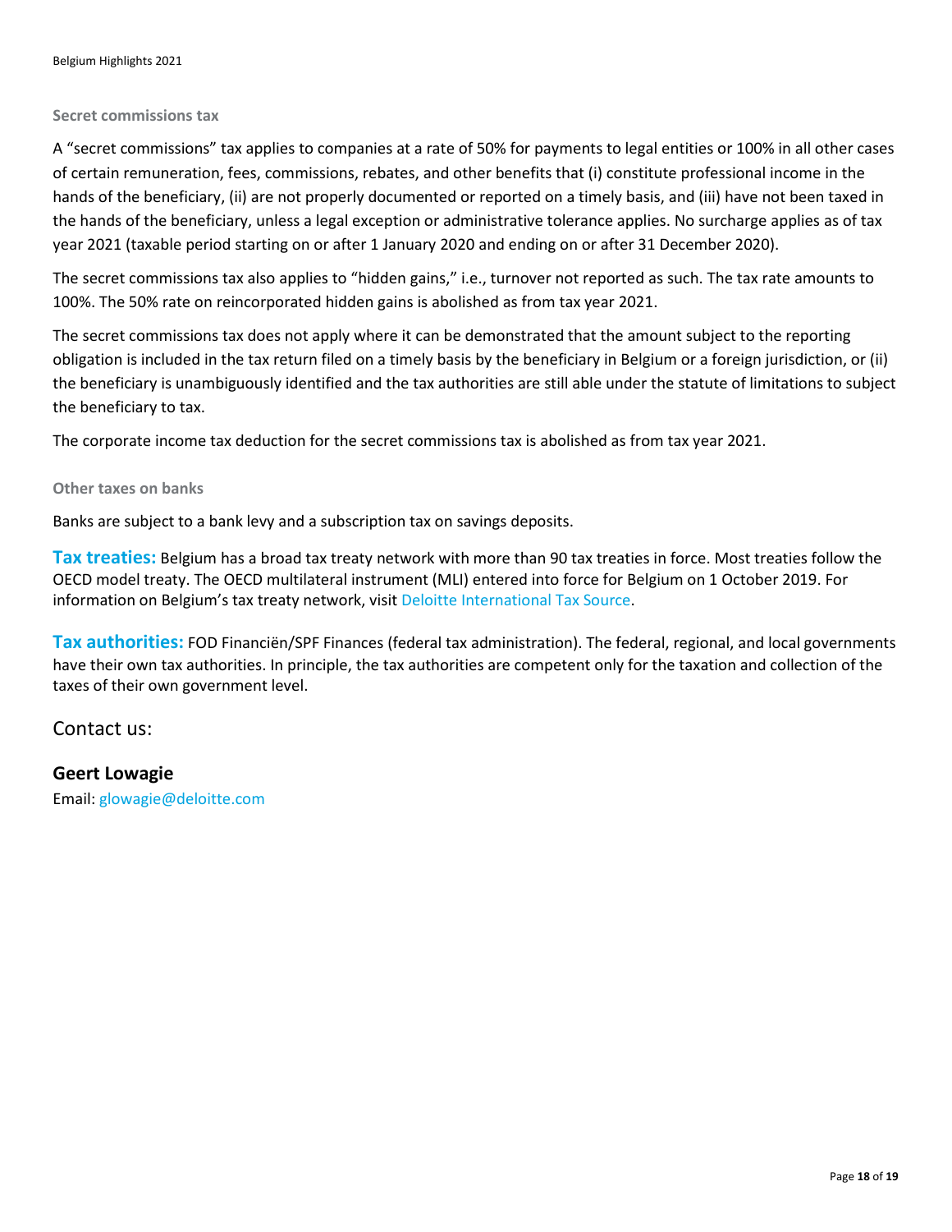### Secret commissions tax

A "secret commissions" tax applies to companies at a rate of 50% for payments to legal entities or 100% in all other cases of certain remuneration, fees, commissions, rebates, and other benefits that (i) constitute professional income in the hands of the beneficiary, (ii) are not properly documented or reported on a timely basis, and (iii) have not been taxed in the hands of the beneficiary, unless a legal exception or administrative tolerance applies. No surcharge applies as of tax year 2021 (taxable period starting on or after 1 January 2020 and ending on or after 31 December 2020).

The secret commissions tax also applies to "hidden gains," i.e., turnover not reported as such. The tax rate amounts to 100%. The 50% rate on reincorporated hidden gains is abolished as from tax year 2021.

The secret commissions tax does not apply where it can be demonstrated that the amount subject to the reporting obligation is included in the tax return filed on a timely basis by the beneficiary in Belgium or a foreign jurisdiction, or (ii) the beneficiary is unambiguously identified and the tax authorities are still able under the statute of limitations to subject the beneficiary to tax.

The corporate income tax deduction for the secret commissions tax is abolished as from tax year 2021.

### Other taxes on banks

Banks are subject to a bank levy and a subscription tax on savings deposits.

**Tax treaties:** Belgium has a broad tax treaty network with more than 90 tax treaties in force. Most treaties follow the OECD model treaty. The OECD multilateral instrument (MLI) entered into force for Belgium on 1 October 2019. For information on Belgium's tax treaty network, visit Deloitte International Tax Source.

**Tax authorities:** FOD Financiën/SPF Finances (federal tax administration). The federal, regional, and local governments have their own tax authorities. In principle, the tax authorities are competent only for the taxation and collection of the taxes of their own government level.

## Contact us:

**Geert Lowagie**
Email: glowagie@deloitte.com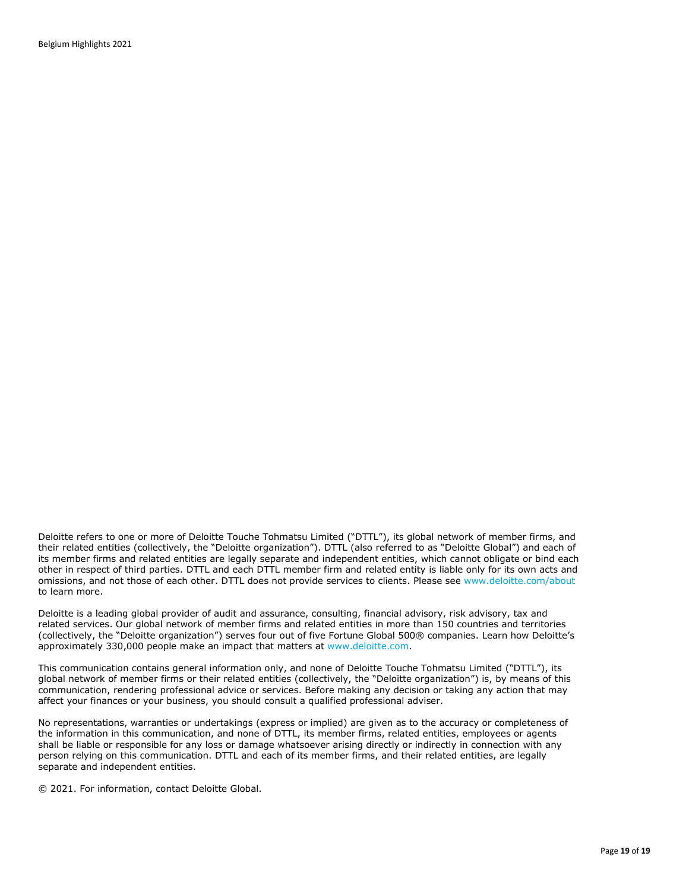Deloitte refers to one or more of Deloitte Touche Tohmatsu Limited ("DTTL"), its global network of member firms, and their related entities (collectively, the "Deloitte organization"). DTTL (also referred to as "Deloitte Global") and each of its member firms and related entities are legally separate and independent entities, which cannot obligate or bind each other in respect of third parties. DTTL and each DTTL member firm and related entity is liable only for its own acts and omissions, and not those of each other. DTTL does not provide services to clients. Please see www.deloitte.com/about to learn more.

Deloitte is a leading global provider of audit and assurance, consulting, financial advisory, risk advisory, tax and related services. Our global network of member firms and related entities in more than 150 countries and territories (collectively, the "Deloitte organization") serves four out of five Fortune Global 500® companies. Learn how Deloitte's approximately 330,000 people make an impact that matters at www.deloitte.com.

This communication contains general information only, and none of Deloitte Touche Tohmatsu Limited ("DTTL"), its global network of member firms or their related entities (collectively, the "Deloitte organization") is, by means of this communication, rendering professional advice or services. Before making any decision or taking any action that may affect your finances or your business, you should consult a qualified professional adviser.

No representations, warranties or undertakings (express or implied) are given as to the accuracy or completeness of the information in this communication, and none of DTTL, its member firms, related entities, employees or agents shall be liable or responsible for any loss or damage whatsoever arising directly or indirectly in connection with any person relying on this communication. DTTL and each of its member firms, and their related entities, are legally separate and independent entities.

© 2021. For information, contact Deloitte Global.